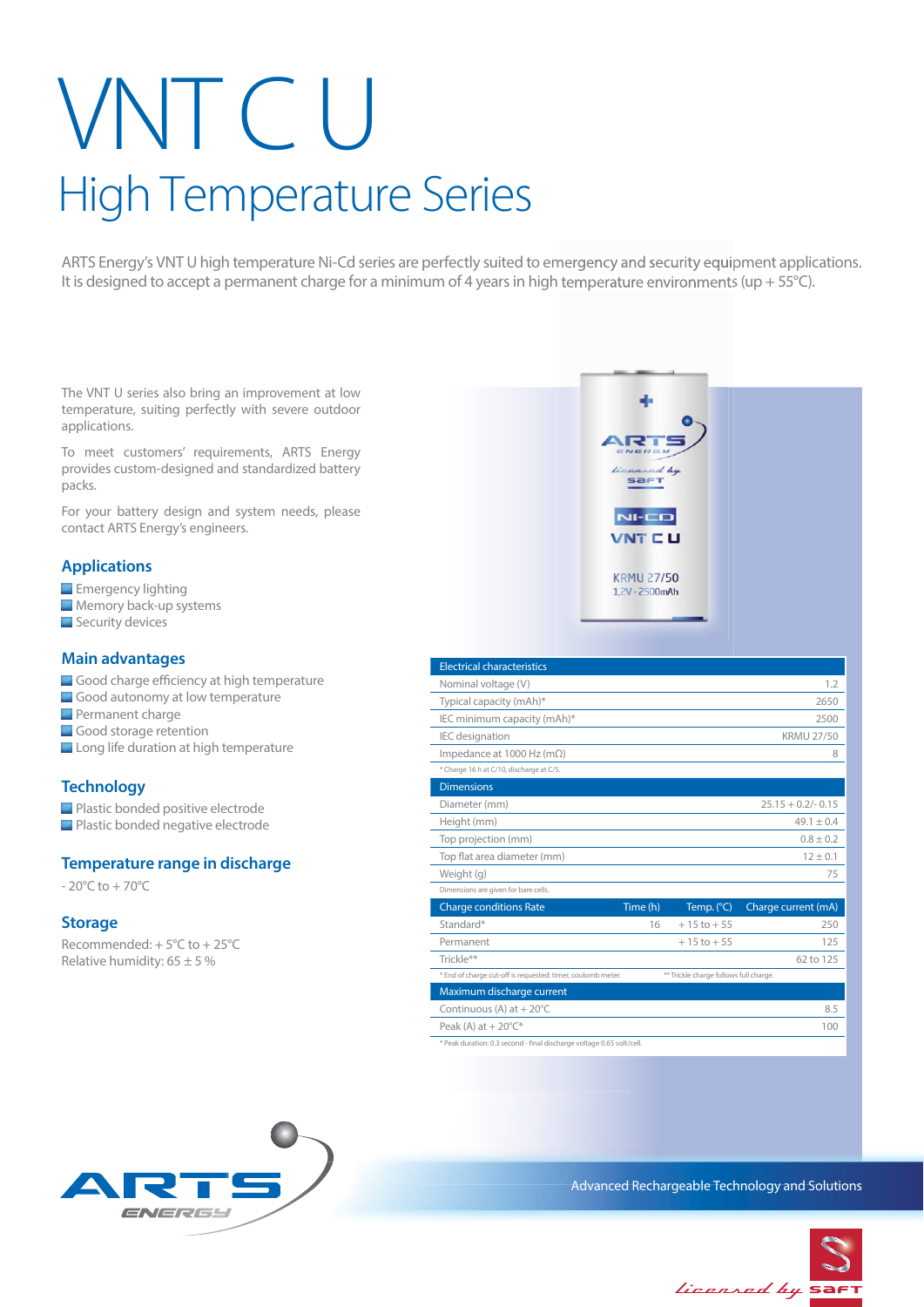# VNT C U

## High Temperature Series

ARTS Energy's VNT U high temperature Ni-Cd series are perfectly suited to emergency and security equipment applications. It is designed to accept a permanent charge for a minimum of 4 years in high temperature environments (up + 55°C).

The VNT U series also bring an improvement at low temperature, suiting perfectly with severe outdoor applications.

To meet customers' requirements, ARTS Energy provides custom-designed and standardized battery packs.

For your battery design and system needs, please contact ARTS Energy's engineers.

### Applications

- Emergency lighting
- Memory back-up systems
- Security devices

### Main advantages

- Good charge efficiency at high temperature
- Good autonomy at low temperature
- Permanent charge
- Good storage retention
- Long life duration at high temperature

### Technology

- Plastic bonded positive electrode
- Plastic bonded negative electrode

### Temperature range in discharge

- 20°C to + 70°C

### Storage

Recommended: + 5°C to + 25°C
Relative humidity: 65 ± 5 %

| Electrical characteristics | |
|---|---|
| Nominal voltage (V) | 1.2 |
| Typical capacity (mAh)* | 2650 |
| IEC minimum capacity (mAh)* | 2500 |
| IEC designation | KRMU 27/50 |
| Impedance at 1000 Hz (mΩ) | 8 |

\* Charge 16 h at C/10, discharge at C/5.

| Dimensions | |
|---|---|
| Diameter (mm) | 25.15 + 0.2/- 0.15 |
| Height (mm) | 49.1 ± 0.4 |
| Top projection (mm) | 0.8 ± 0.2 |
| Top flat area diameter (mm) | 12 ± 0.1 |
| Weight (g) | 75 |

Dimensions are given for bare cells.

| Charge conditions Rate | Time (h) | Temp. (°C) | Charge current (mA) |
|---|---|---|---|
| Standard* | 16 | + 15 to + 55 | 250 |
| Permanent | | + 15 to + 55 | 125 |
| Trickle** | | | 62 to 125 |

\* End of charge cut-off is requested: timer, coulomb meter. ** Trickle charge follows full charge.

| Maximum discharge current | |
|---|---|
| Continuous (A) at + 20°C | 8.5 |
| Peak (A) at + 20°C* | 100 |

\* Peak duration: 0.3 second - final discharge voltage 0.65 volt/cell.

Advanced Rechargeable Technology and Solutions

licensed by SAFT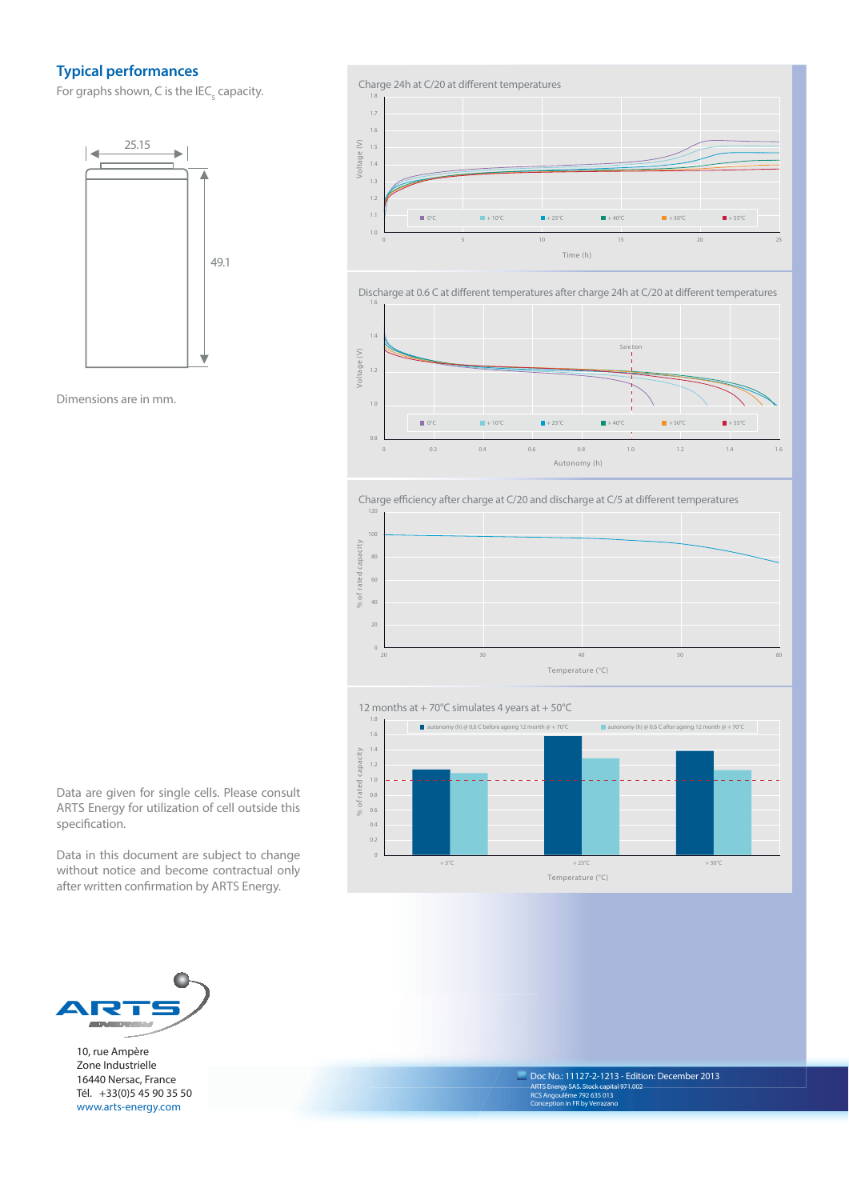## Typical performances

For graphs shown, C is the $IEC_5$ capacity.

25.15

49.1

Dimensions are in mm.

Data are given for single cells. Please consult ARTS Energy for utilization of cell outside this specification.

Data in this document are subject to change without notice and become contractual only after written confirmation by ARTS Energy.

Charge 24h at C/20 at different temperatures

Voltage (V)

1.8
1.7
1.6
1.5
1.4
1.3
1.2
1.1
1.0

0 5 10 15 20 25

Time (h)

0°C + 10°C + 25°C + 40°C + 50°C + 55°C

Discharge at 0.6 C at different temperatures after charge 24h at C/20 at different temperatures

Voltage (V)

1.6
1.4
1.2
1.0
0.8

0 0.2 0.4 0.6 0.8 1.0 1.2 1.4 1.6

Autonomy (h)

Sanction

0°C + 10°C + 25°C + 40°C + 50°C + 55°C

Charge efficiency after charge at C/20 and discharge at C/5 at different temperatures

% of rated capacity

120
100
80
60
40
20
0

20 30 40 50 60

Temperature (°C)

12 months at + 70°C simulates 4 years at + 50°C

% of rated capacity

1.8
1.6
1.4
1.2
1.0
0.8
0.6
0.4
0.2
0

autonomy (h) @ 0,6 C before ageing 12 month @ + 70°C
autonomy (h) @ 0,6 C after ageing 12 month @ + 70°C

+ 5°C + 25°C + 50°C

Temperature (°C)

ARTS ENERGY

10, rue Ampère
Zone Industrielle
16440 Nersac, France
Tél. +33(0)5 45 90 35 50
www.arts-energy.com

Doc No.: 11127-2-1213 - Edition: December 2013
ARTS Energy SAS. Stock capital 971.002
RCS Angoulême 792 635 013
Conception in FR by Verrazano